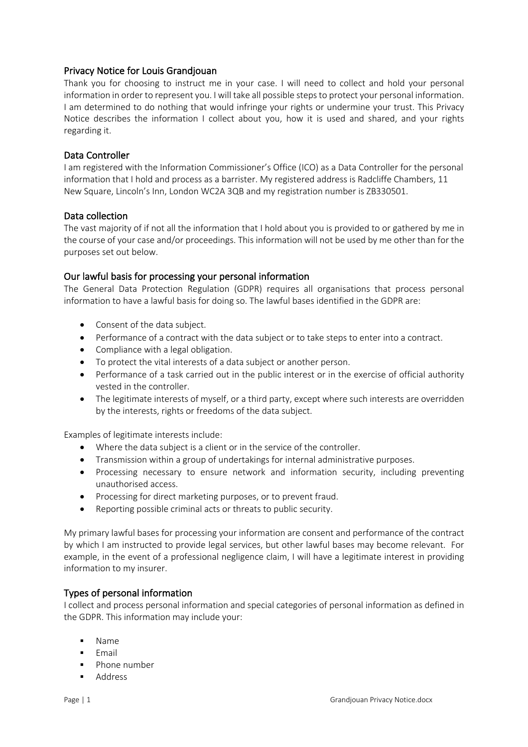## Privacy Notice for Louis Grandjouan

Thank you for choosing to instruct me in your case. I will need to collect and hold your personal information in order to represent you. I will take all possible steps to protect your personal information. I am determined to do nothing that would infringe your rights or undermine your trust. This Privacy Notice describes the information I collect about you, how it is used and shared, and your rights regarding it.

## Data Controller

I am registered with the Information Commissioner's Office (ICO) as a Data Controller for the personal information that I hold and process as a barrister. My registered address is Radcliffe Chambers, 11 New Square, Lincoln's Inn, London WC2A 3QB and my registration number is ZB330501.

## Data collection

The vast majority of if not all the information that I hold about you is provided to or gathered by me in the course of your case and/or proceedings. This information will not be used by me other than for the purposes set out below.

## Our lawful basis for processing your personal information

The General Data Protection Regulation (GDPR) requires all organisations that process personal information to have a lawful basis for doing so. The lawful bases identified in the GDPR are:

- Consent of the data subject.
- Performance of a contract with the data subject or to take steps to enter into a contract.
- Compliance with a legal obligation.
- To protect the vital interests of a data subject or another person.
- Performance of a task carried out in the public interest or in the exercise of official authority vested in the controller.
- The legitimate interests of myself, or a third party, except where such interests are overridden by the interests, rights or freedoms of the data subject.

Examples of legitimate interests include:

- Where the data subject is a client or in the service of the controller.
- Transmission within a group of undertakings for internal administrative purposes.
- Processing necessary to ensure network and information security, including preventing unauthorised access.
- Processing for direct marketing purposes, or to prevent fraud.
- Reporting possible criminal acts or threats to public security.

My primary lawful bases for processing your information are consent and performance of the contract by which I am instructed to provide legal services, but other lawful bases may become relevant. For example, in the event of a professional negligence claim, I will have a legitimate interest in providing information to my insurer.

## Types of personal information

I collect and process personal information and special categories of personal information as defined in the GDPR. This information may include your:

- Name
- Email
- Phone number
- Address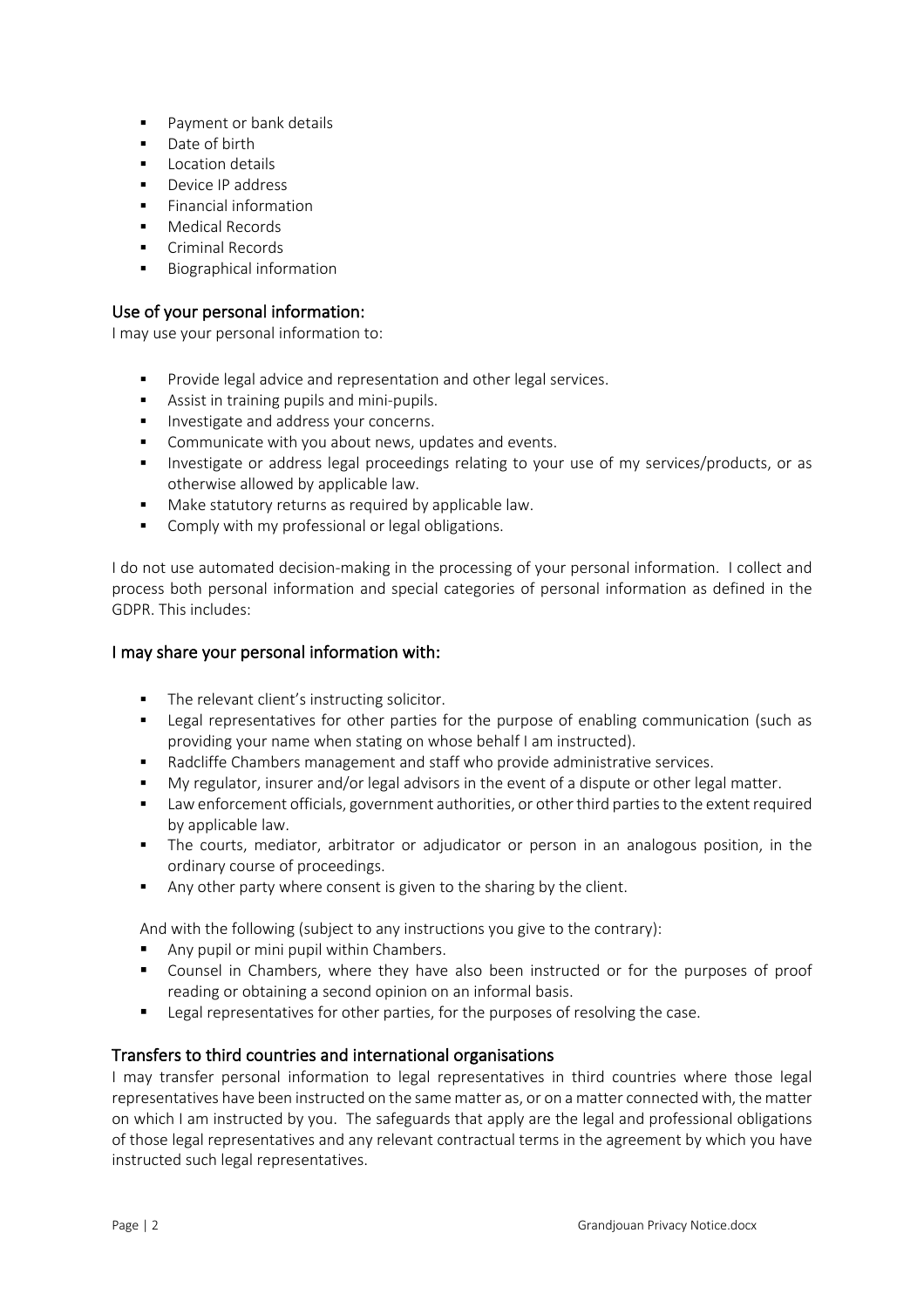- Payment or bank details
- Date of birth
- Location details
- Device IP address
- Financial information
- Medical Records
- Criminal Records
- Biographical information

## Use of your personal information:

I may use your personal information to:

- Provide legal advice and representation and other legal services.
- Assist in training pupils and mini-pupils.
- Investigate and address your concerns.
- Communicate with you about news, updates and events.
- Investigate or address legal proceedings relating to your use of my services/products, or as otherwise allowed by applicable law.
- Make statutory returns as required by applicable law.
- Comply with my professional or legal obligations.

I do not use automated decision-making in the processing of your personal information. I collect and process both personal information and special categories of personal information as defined in the GDPR. This includes:

## I may share your personal information with:

- The relevant client's instructing solicitor.
- Legal representatives for other parties for the purpose of enabling communication (such as providing your name when stating on whose behalf I am instructed).
- Radcliffe Chambers management and staff who provide administrative services.
- My regulator, insurer and/or legal advisors in the event of a dispute or other legal matter.
- Law enforcement officials, government authorities, or other third parties to the extent required by applicable law.
- The courts, mediator, arbitrator or adjudicator or person in an analogous position, in the ordinary course of proceedings.
- Any other party where consent is given to the sharing by the client.

And with the following (subject to any instructions you give to the contrary):

- Any pupil or mini pupil within Chambers.
- Counsel in Chambers, where they have also been instructed or for the purposes of proof reading or obtaining a second opinion on an informal basis.
- Legal representatives for other parties, for the purposes of resolving the case.

## Transfers to third countries and international organisations

I may transfer personal information to legal representatives in third countries where those legal representatives have been instructed on the same matter as, or on a matter connected with, the matter on which I am instructed by you. The safeguards that apply are the legal and professional obligations of those legal representatives and any relevant contractual terms in the agreement by which you have instructed such legal representatives.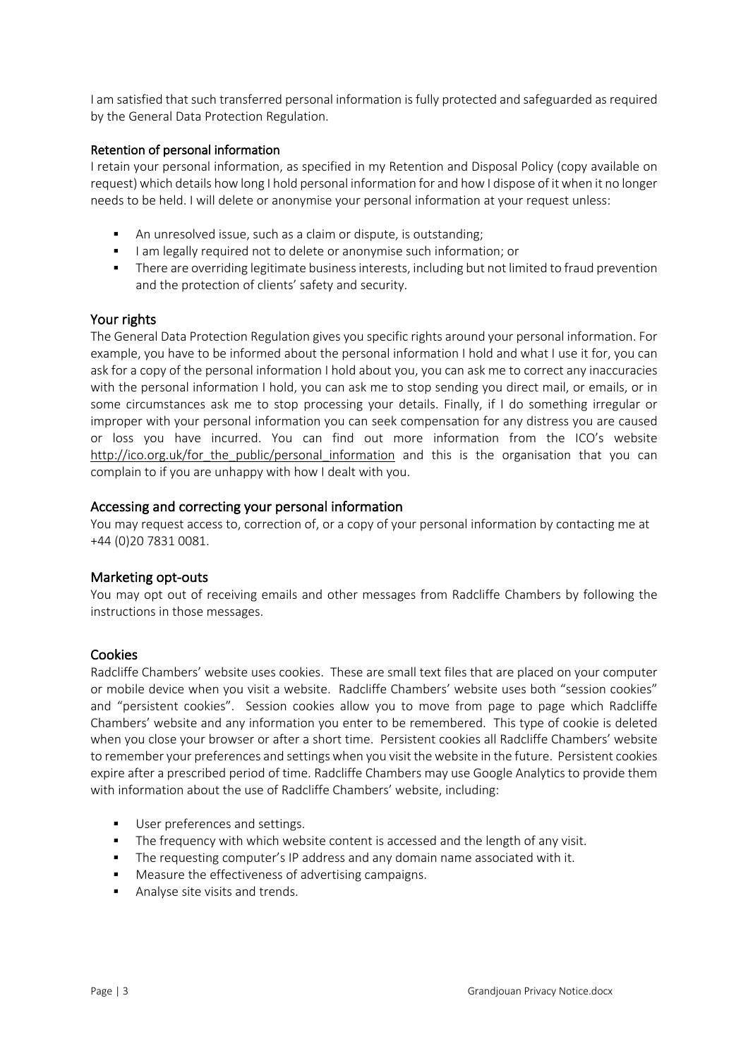I am satisfied that such transferred personal information is fully protected and safeguarded as required by the General Data Protection Regulation.

### Retention of personal information

I retain your personal information, as specified in my Retention and Disposal Policy (copy available on request) which details how long I hold personal information for and how I dispose of it when it no longer needs to be held. I will delete or anonymise your personal information at your request unless:

- An unresolved issue, such as a claim or dispute, is outstanding;
- I am legally required not to delete or anonymise such information; or
- There are overriding legitimate business interests, including but not limited to fraud prevention and the protection of clients' safety and security.

## Your rights

The General Data Protection Regulation gives you specific rights around your personal information. For example, you have to be informed about the personal information I hold and what I use it for, you can ask for a copy of the personal information I hold about you, you can ask me to correct any inaccuracies with the personal information I hold, you can ask me to stop sending you direct mail, or emails, or in some circumstances ask me to stop processing your details. Finally, if I do something irregular or improper with your personal information you can seek compensation for any distress you are caused or loss you have incurred. You can find out more information from the ICO's website http://ico.org.uk/for_the_public/personal_information and this is the organisation that you can complain to if you are unhappy with how I dealt with you.

## Accessing and correcting your personal information

You may request access to, correction of, or a copy of your personal information by contacting me at +44 (0)20 7831 0081.

## Marketing opt-outs

You may opt out of receiving emails and other messages from Radcliffe Chambers by following the instructions in those messages.

## Cookies

Radcliffe Chambers' website uses cookies. These are small text files that are placed on your computer or mobile device when you visit a website. Radcliffe Chambers' website uses both "session cookies" and "persistent cookies". Session cookies allow you to move from page to page which Radcliffe Chambers' website and any information you enter to be remembered. This type of cookie is deleted when you close your browser or after a short time. Persistent cookies all Radcliffe Chambers' website to remember your preferences and settings when you visit the website in the future. Persistent cookies expire after a prescribed period of time. Radcliffe Chambers may use Google Analytics to provide them with information about the use of Radcliffe Chambers' website, including:

- User preferences and settings.
- The frequency with which website content is accessed and the length of any visit.
- The requesting computer's IP address and any domain name associated with it.
- Measure the effectiveness of advertising campaigns.
- Analyse site visits and trends.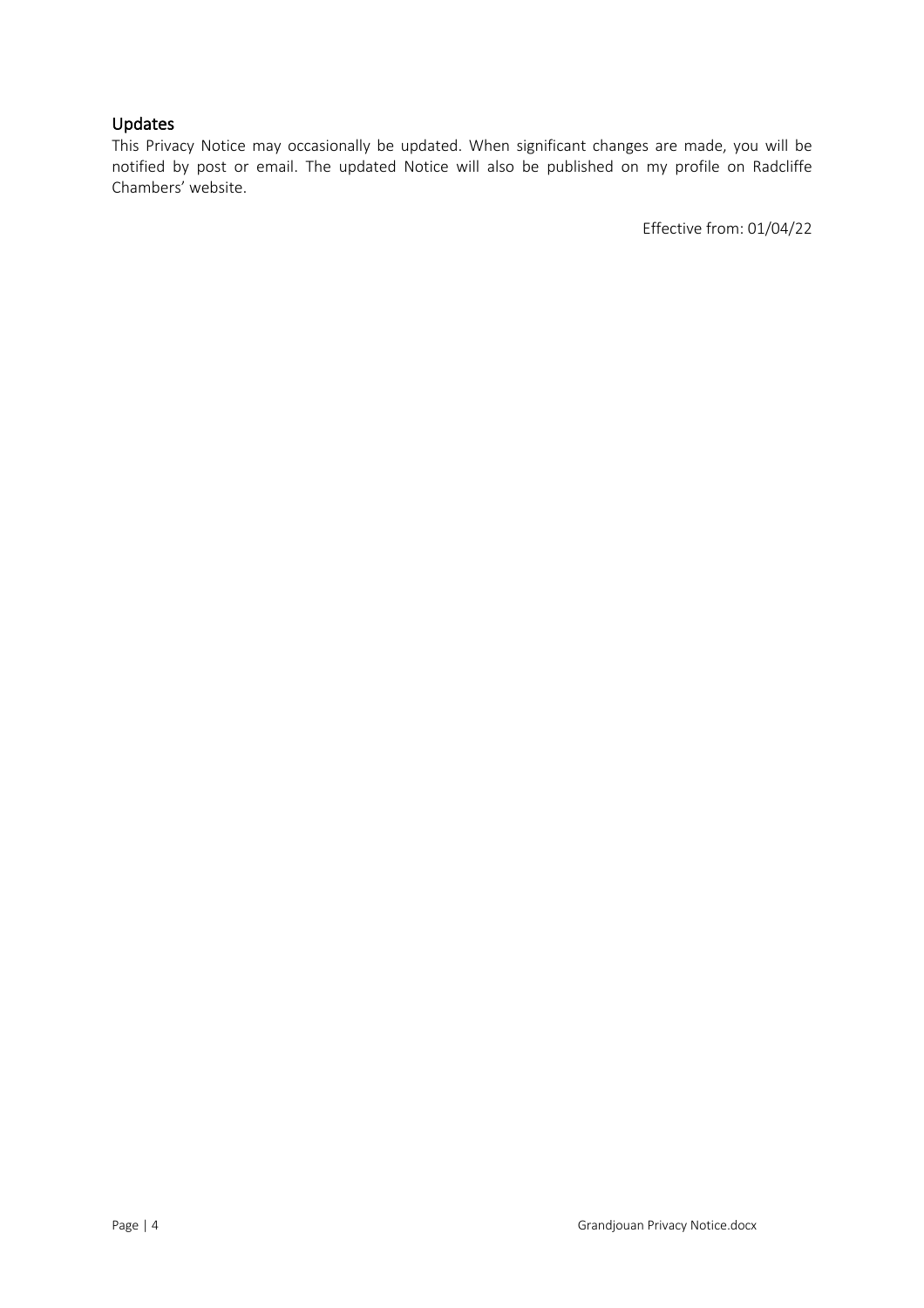## Updates

This Privacy Notice may occasionally be updated. When significant changes are made, you will be notified by post or email. The updated Notice will also be published on my profile on Radcliffe Chambers' website.

Effective from: 01/04/22